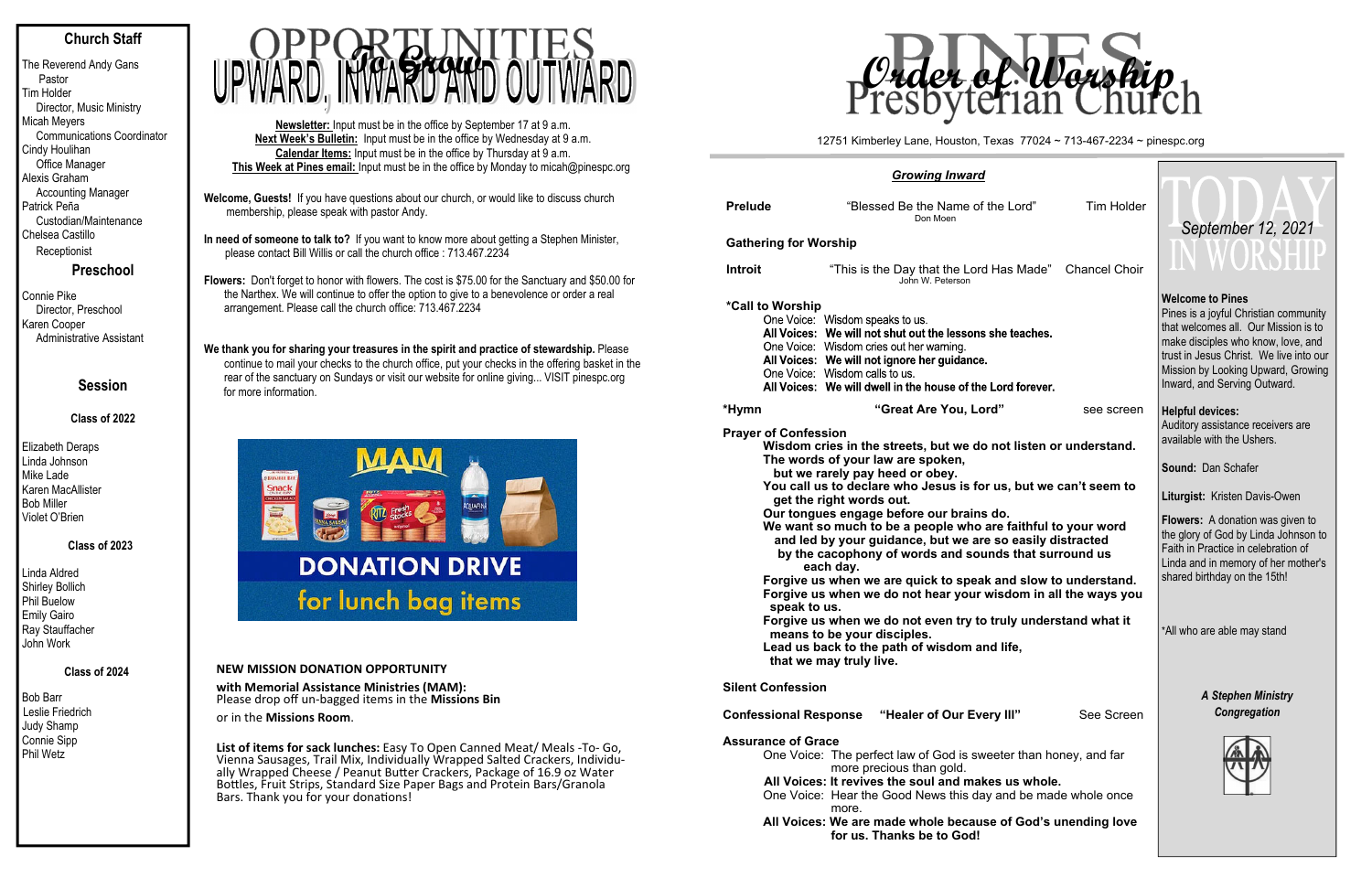## Church Staff

The Reverend Andy Gans
Pastor
Tim Holder
Director, Music Ministry
Micah Meyers
Communications Coordinator
Cindy Houlihan
Office Manager
Alexis Graham
Accounting Manager
Patrick Peña
Custodian/Maintenance
Chelsea Castillo
Receptionist

## Preschool

Connie Pike
Director, Preschool
Karen Cooper
Administrative Assistant

## Session

### Class of 2022

Elizabeth Deraps
Linda Johnson
Mike Lade
Karen MacAllister
Bob Miller
Violet O'Brien

### Class of 2023

Linda Aldred
Shirley Bollich
Phil Buelow
Emily Gairo
Ray Stauffacher
John Work

### Class of 2024

Bob Barr
Leslie Friedrich
Judy Shamp
Connie Sipp
Phil Wetz

# OPPORTUNITIES To Grow UPWARD, INWARD AND OUTWARD

**Newsletter:** Input must be in the office by September 17 at 9 a.m.
**Next Week's Bulletin:** Input must be in the office by Wednesday at 9 a.m.
**Calendar Items:** Input must be in the office by Thursday at 9 a.m.
**This Week at Pines email:** Input must be in the office by Monday to micah@pinespc.org

**Welcome, Guests!** If you have questions about our church, or would like to discuss church membership, please speak with pastor Andy.

**In need of someone to talk to?** If you want to know more about getting a Stephen Minister, please contact Bill Willis or call the church office : 713.467.2234

**Flowers:** Don't forget to honor with flowers. The cost is $75.00 for the Sanctuary and $50.00 for the Narthex. We will continue to offer the option to give to a benevolence or order a real arrangement. Please call the church office: 713.467.2234

**We thank you for sharing your treasures in the spirit and practice of stewardship.** Please continue to mail your checks to the church office, put your checks in the offering basket in the rear of the sanctuary on Sundays or visit our website for online giving... VISIT pinespc.org for more information.

MAM
DONATION DRIVE
for lunch bag items

**NEW MISSION DONATION OPPORTUNITY**

**with Memorial Assistance Ministries (MAM):**
Please drop off un-bagged items in the **Missions Bin** or in the **Missions Room**.

**List of items for sack lunches:** Easy To Open Canned Meat/ Meals -To- Go, Vienna Sausages, Trail Mix, Individually Wrapped Salted Crackers, Individually Wrapped Cheese / Peanut Butter Crackers, Package of 16.9 oz Water Bottles, Fruit Strips, Standard Size Paper Bags and Protein Bars/Granola Bars. Thank you for your donations!

# PINES Presbyterian Church — Order of Worship

12751 Kimberley Lane, Houston, Texas 77024 ~ 713-467-2234 ~ pinespc.org

***Growing Inward***

**Prelude** — "Blessed Be the Name of the Lord" (Don Moen) — Tim Holder

**Gathering for Worship**

**Introit** — "This is the Day that the Lord Has Made" (John W. Peterson) — Chancel Choir

**\*Call to Worship**
One Voice: Wisdom speaks to us.
**All Voices: We will not shut out the lessons she teaches.**
One Voice: Wisdom cries out her warning.
**All Voices: We will not ignore her guidance.**
One Voice: Wisdom calls to us.
**All Voices: We will dwell in the house of the Lord forever.**

**\*Hymn** — **"Great Are You, Lord"** — see screen

**Prayer of Confession**
**Wisdom cries in the streets, but we do not listen or understand. The words of your law are spoken, but we rarely pay heed or obey. You call us to declare who Jesus is for us, but we can't seem to get the right words out. Our tongues engage before our brains do. We want so much to be a people who are faithful to your word and led by your guidance, but we are so easily distracted by the cacophony of words and sounds that surround us each day. Forgive us when we are quick to speak and slow to understand. Forgive us when we do not hear your wisdom in all the ways you speak to us. Forgive us when we do not even try to truly understand what it means to be your disciples. Lead us back to the path of wisdom and life, that we may truly live.**

**Silent Confession**

**Confessional Response** — **"Healer of Our Every Ill"** — See Screen

**Assurance of Grace**
One Voice: The perfect law of God is sweeter than honey, and far more precious than gold.
**All Voices: It revives the soul and makes us whole.**
One Voice: Hear the Good News this day and be made whole once more.
**All Voices: We are made whole because of God's unending love for us. Thanks be to God!**

# TODAY IN WORSHIP

*September 12, 2021*

**Welcome to Pines**
Pines is a joyful Christian community that welcomes all. Our Mission is to make disciples who know, love, and trust in Jesus Christ. We live into our Mission by Looking Upward, Growing Inward, and Serving Outward.

**Helpful devices:**
Auditory assistance receivers are available with the Ushers.

**Sound:** Dan Schafer

**Liturgist:** Kristen Davis-Owen

**Flowers:** A donation was given to the glory of God by Linda Johnson to Faith in Practice in celebration of Linda and in memory of her mother's shared birthday on the 15th!

\*All who are able may stand

***A Stephen Ministry Congregation***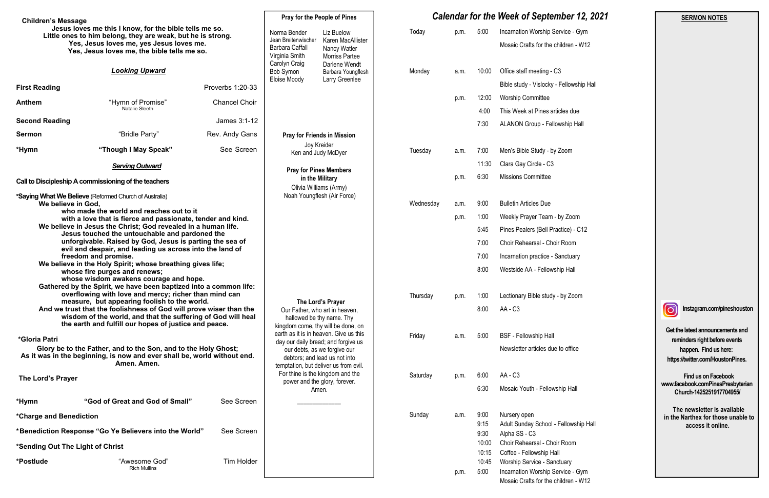**Children's Message**

**Jesus loves me this I know, for the bible tells me so.**
**Little ones to him belong, they are weak, but he is strong.**
**Yes, Jesus loves me, yes Jesus loves me.**
**Yes, Jesus loves me, the bible tells me so.**

***Looking Upward***

**First Reading** — Proverbs 1:20-33

**Anthem** — "Hymn of Promise" (Natalie Sleeth) — Chancel Choir

**Second Reading** — James 3:1-12

**Sermon** — "Bridle Party" — Rev. Andy Gans

***Hymn** — **"Though I May Speak"** — See Screen

***Serving Outward***

**Call to Discipleship A commissioning of the teachers**

***Saying What We Believe** (Reformed Church of Australia)

**We believe in God,**
**who made the world and reaches out to it**
**with a love that is fierce and passionate, tender and kind.**
**We believe in Jesus the Christ; God revealed in a human life.**
**Jesus touched the untouchable and pardoned the unforgivable. Raised by God, Jesus is parting the sea of evil and despair, and leading us across into the land of freedom and promise.**
**We believe in the Holy Spirit; whose breathing gives life;**
**whose fire purges and renews;**
**whose wisdom awakens courage and hope.**
**Gathered by the Spirit, we have been baptized into a common life: overflowing with love and mercy; richer than mind can measure, but appearing foolish to the world.**
**And we trust that the foolishness of God will prove wiser than the wisdom of the world, and that the suffering of God will heal the earth and fulfill our hopes of justice and peace.**

***Gloria Patri**

**Glory be to the Father, and to the Son, and to the Holy Ghost;**
**As it was in the beginning, is now and ever shall be, world without end.**
**Amen. Amen.**

**The Lord's Prayer**

***Hymn** — **"God of Great and God of Small"** — See Screen

***Charge and Benediction**

***Benediction Response "Go Ye Believers into the World"** — See Screen

***Sending Out The Light of Christ**

***Postlude** — "Awesome God" (Rich Mullins) — Tim Holder

**Pray for the People of Pines**

Norma Bender
Jean Breitenwischer
Barbara Caffall
Virginia Smith
Carolyn Craig
Bob Symon
Eloise Moody
Liz Buelow
Karen MacAllister
Nancy Watler
Morriss Partee
Darlene Wendt
Barbara Youngflesh
Larry Greenlee

**Pray for Friends in Mission**

Joy Kreider
Ken and Judy McDyer

**Pray for Pines Members in the Military**

Olivia Williams (Army)
Noah Youngflesh (Air Force)

**The Lord's Prayer**

Our Father, who art in heaven, hallowed be thy name. Thy kingdom come, thy will be done, on earth as it is in heaven. Give us this day our daily bread; and forgive us our debts, as we forgive our debtors; and lead us not into temptation, but deliver us from evil. For thine is the kingdom and the power and the glory, forever. Amen.

## *Calendar for the Week of September 12, 2021*

| | | | |
|---|---|---|---|
| Today | p.m. | 5:00 | Incarnation Worship Service - Gym |
| | | | Mosaic Crafts for the children - W12 |
| Monday | a.m. | 10:00 | Office staff meeting - C3 |
| | | | Bible study - Vislocky - Fellowship Hall |
| | p.m. | 12:00 | Worship Committee |
| | | 4:00 | This Week at Pines articles due |
| | | 7:30 | ALANON Group - Fellowship Hall |
| Tuesday | a.m. | 7:00 | Men's Bible Study - by Zoom |
| | | 11:30 | Clara Gay Circle - C3 |
| | p.m. | 6:30 | Missions Committee |
| Wednesday | a.m. | 9:00 | Bulletin Articles Due |
| | p.m. | 1:00 | Weekly Prayer Team - by Zoom |
| | | 5:45 | Pines Pealers (Bell Practice) - C12 |
| | | 7:00 | Choir Rehearsal - Choir Room |
| | | 7:00 | Incarnation practice - Sanctuary |
| | | 8:00 | Westside AA - Fellowship Hall |
| Thursday | p.m. | 1:00 | Lectionary Bible study - by Zoom |
| | | 8:00 | AA - C3 |
| Friday | a.m. | 5:00 | BSF - Fellowship Hall |
| | | | Newsletter articles due to office |
| Saturday | p.m. | 6:00 | AA - C3 |
| | | 6:30 | Mosaic Youth - Fellowship Hall |
| Sunday | a.m. | 9:00 | Nursery open |
| | | 9:15 | Adult Sunday School - Fellowship Hall |
| | | 9:30 | Alpha SS - C3 |
| | | 10:00 | Choir Rehearsal - Choir Room |
| | | 10:15 | Coffee - Fellowship Hall |
| | | 10:45 | Worship Service - Sanctuary |
| | p.m. | 5:00 | Incarnation Worship Service - Gym |
| | | | Mosaic Crafts for the children - W12 |

**SERMON NOTES**

**Instagram.com/pineshouston**

**Get the latest announcements and reminders right before events happen. Find us here: https://twitter.com/HoustonPines.**

**Find us on Facebook www.facebook.comPinesPresbyterian Church-1425251917704955/**

**The newsletter is available in the Narthex for those unable to access it online.**